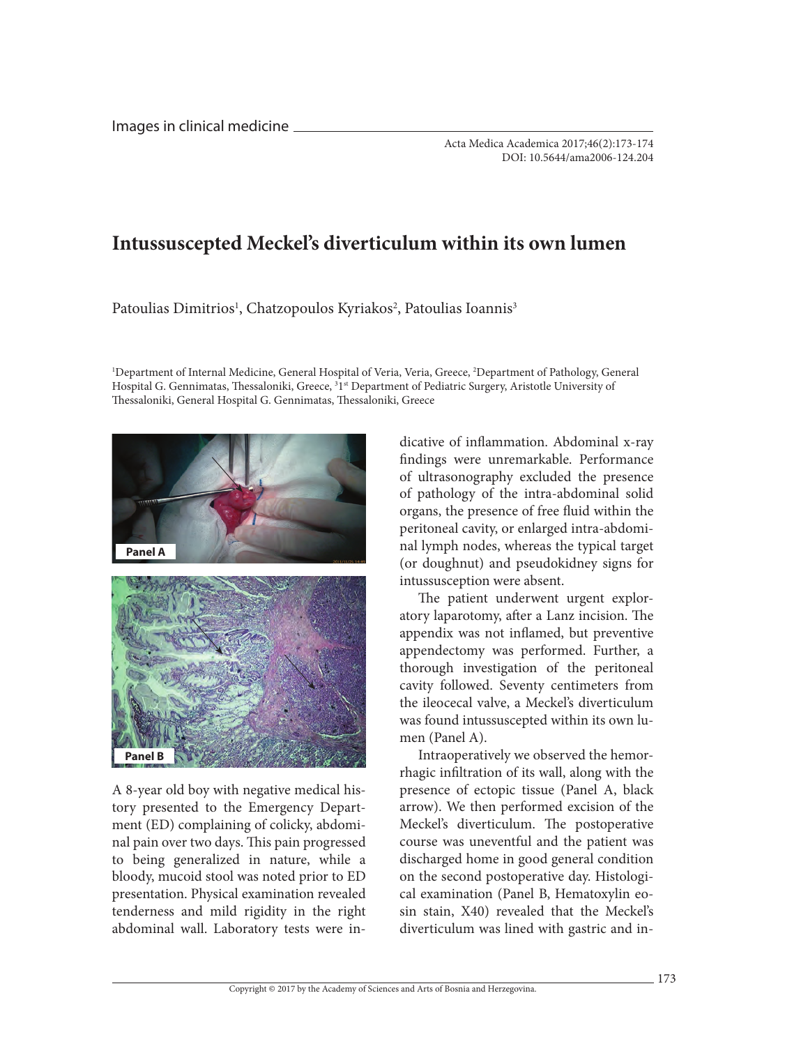Images in clinical medicine

Acta Medica Academica 2017;46(2):173-174
DOI: 10.5644/ama2006-124.204

# Intussuscepted Meckel's diverticulum within its own lumen

Patoulias Dimitrios[1], Chatzopoulos Kyriakos[2], Patoulias Ioannis[3]

[1]Department of Internal Medicine, General Hospital of Veria, Veria, Greece, [2]Department of Pathology, General Hospital G. Gennimatas, Thessaloniki, Greece, [3]1st Department of Pediatric Surgery, Aristotle University of Thessaloniki, General Hospital G. Gennimatas, Thessaloniki, Greece

Panel A

Panel B

A 8-year old boy with negative medical history presented to the Emergency Department (ED) complaining of colicky, abdominal pain over two days. This pain progressed to being generalized in nature, while a bloody, mucoid stool was noted prior to ED presentation. Physical examination revealed tenderness and mild rigidity in the right abdominal wall. Laboratory tests were indicative of inflammation. Abdominal x-ray findings were unremarkable. Performance of ultrasonography excluded the presence of pathology of the intra-abdominal solid organs, the presence of free fluid within the peritoneal cavity, or enlarged intra-abdominal lymph nodes, whereas the typical target (or doughnut) and pseudokidney signs for intussusception were absent.

The patient underwent urgent exploratory laparotomy, after a Lanz incision. The appendix was not inflamed, but preventive appendectomy was performed. Further, a thorough investigation of the peritoneal cavity followed. Seventy centimeters from the ileocecal valve, a Meckel's diverticulum was found intussuscepted within its own lumen (Panel A).

Intraoperatively we observed the hemorrhagic infiltration of its wall, along with the presence of ectopic tissue (Panel A, black arrow). We then performed excision of the Meckel's diverticulum. The postoperative course was uneventful and the patient was discharged home in good general condition on the second postoperative day. Histological examination (Panel B, Hematoxylin eosin stain, X40) revealed that the Meckel's diverticulum was lined with gastric and in-

Copyright © 2017 by the Academy of Sciences and Arts of Bosnia and Herzegovina.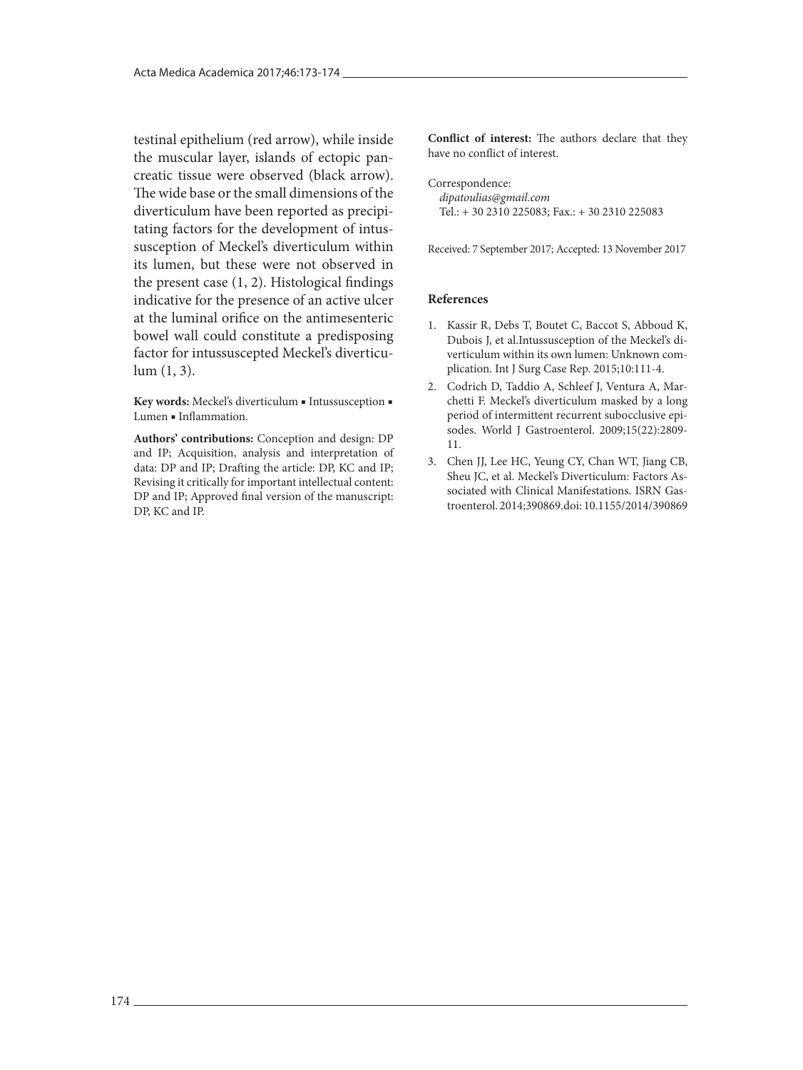testinal epithelium (red arrow), while inside the muscular layer, islands of ectopic pancreatic tissue were observed (black arrow). The wide base or the small dimensions of the diverticulum have been reported as precipitating factors for the development of intussusception of Meckel's diverticulum within its lumen, but these were not observed in the present case (1, 2). Histological findings indicative for the presence of an active ulcer at the luminal orifice on the antimesenteric bowel wall could constitute a predisposing factor for intussuscepted Meckel's diverticulum (1, 3).

**Key words:** Meckel's diverticulum ▪ Intussusception ▪ Lumen ▪ Inflammation.

**Authors' contributions:** Conception and design: DP and IP; Acquisition, analysis and interpretation of data: DP and IP; Drafting the article: DP, KC and IP; Revising it critically for important intellectual content: DP and IP; Approved final version of the manuscript: DP, KC and IP.

**Conflict of interest:** The authors declare that they have no conflict of interest.

Correspondence:
*dipatoulias@gmail.com*
Tel.: + 30 2310 225083; Fax.: + 30 2310 225083

Received: 7 September 2017; Accepted: 13 November 2017

## References

1. Kassir R, Debs T, Boutet C, Baccot S, Abboud K, Dubois J, et al.Intussusception of the Meckel's diverticulum within its own lumen: Unknown complication. Int J Surg Case Rep. 2015;10:111-4.
2. Codrich D, Taddio A, Schleef J, Ventura A, Marchetti F. Meckel's diverticulum masked by a long period of intermittent recurrent subocclusive episodes. World J Gastroenterol. 2009;15(22):2809-11.
3. Chen JJ, Lee HC, Yeung CY, Chan WT, Jiang CB, Sheu JC, et al. Meckel's Diverticulum: Factors Associated with Clinical Manifestations. ISRN Gastroenterol. 2014;390869.doi: 10.1155/2014/390869